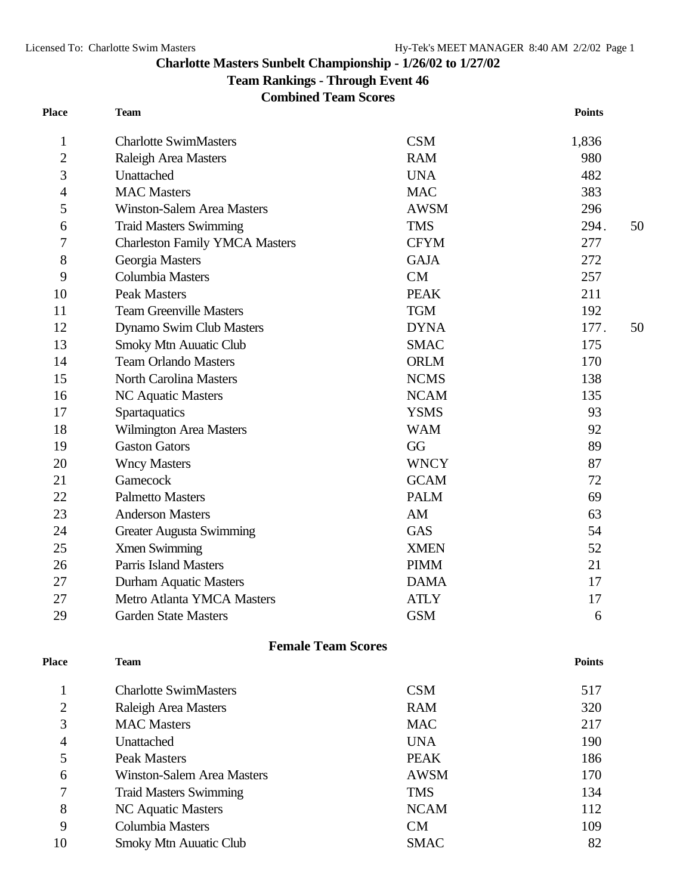# Charlotte Masters Sunbelt Championship - 1/26/02 to 1/27/02

## Team Rankings - Through Event 46

### Combined Team Scores

| Place | Team | | Points |
|---|---|---|---|
| 1 | Charlotte SwimMasters | CSM | 1,836 |
| 2 | Raleigh Area Masters | RAM | 980 |
| 3 | Unattached | UNA | 482 |
| 4 | MAC Masters | MAC | 383 |
| 5 | Winston-Salem Area Masters | AWSM | 296 |
| 6 | Traid Masters Swimming | TMS | 294.50 |
| 7 | Charleston Family YMCA Masters | CFYM | 277 |
| 8 | Georgia Masters | GAJA | 272 |
| 9 | Columbia Masters | CM | 257 |
| 10 | Peak Masters | PEAK | 211 |
| 11 | Team Greenville Masters | TGM | 192 |
| 12 | Dynamo Swim Club Masters | DYNA | 177.50 |
| 13 | Smoky Mtn Auuatic Club | SMAC | 175 |
| 14 | Team Orlando Masters | ORLM | 170 |
| 15 | North Carolina Masters | NCMS | 138 |
| 16 | NC Aquatic Masters | NCAM | 135 |
| 17 | Spartaquatics | YSMS | 93 |
| 18 | Wilmington Area Masters | WAM | 92 |
| 19 | Gaston Gators | GG | 89 |
| 20 | Wncy Masters | WNCY | 87 |
| 21 | Gamecock | GCAM | 72 |
| 22 | Palmetto Masters | PALM | 69 |
| 23 | Anderson Masters | AM | 63 |
| 24 | Greater Augusta Swimming | GAS | 54 |
| 25 | Xmen Swimming | XMEN | 52 |
| 26 | Parris Island Masters | PIMM | 21 |
| 27 | Durham Aquatic Masters | DAMA | 17 |
| 27 | Metro Atlanta YMCA Masters | ATLY | 17 |
| 29 | Garden State Masters | GSM | 6 |

### Female Team Scores

| Place | Team | | Points |
|---|---|---|---|
| 1 | Charlotte SwimMasters | CSM | 517 |
| 2 | Raleigh Area Masters | RAM | 320 |
| 3 | MAC Masters | MAC | 217 |
| 4 | Unattached | UNA | 190 |
| 5 | Peak Masters | PEAK | 186 |
| 6 | Winston-Salem Area Masters | AWSM | 170 |
| 7 | Traid Masters Swimming | TMS | 134 |
| 8 | NC Aquatic Masters | NCAM | 112 |
| 9 | Columbia Masters | CM | 109 |
| 10 | Smoky Mtn Auuatic Club | SMAC | 82 |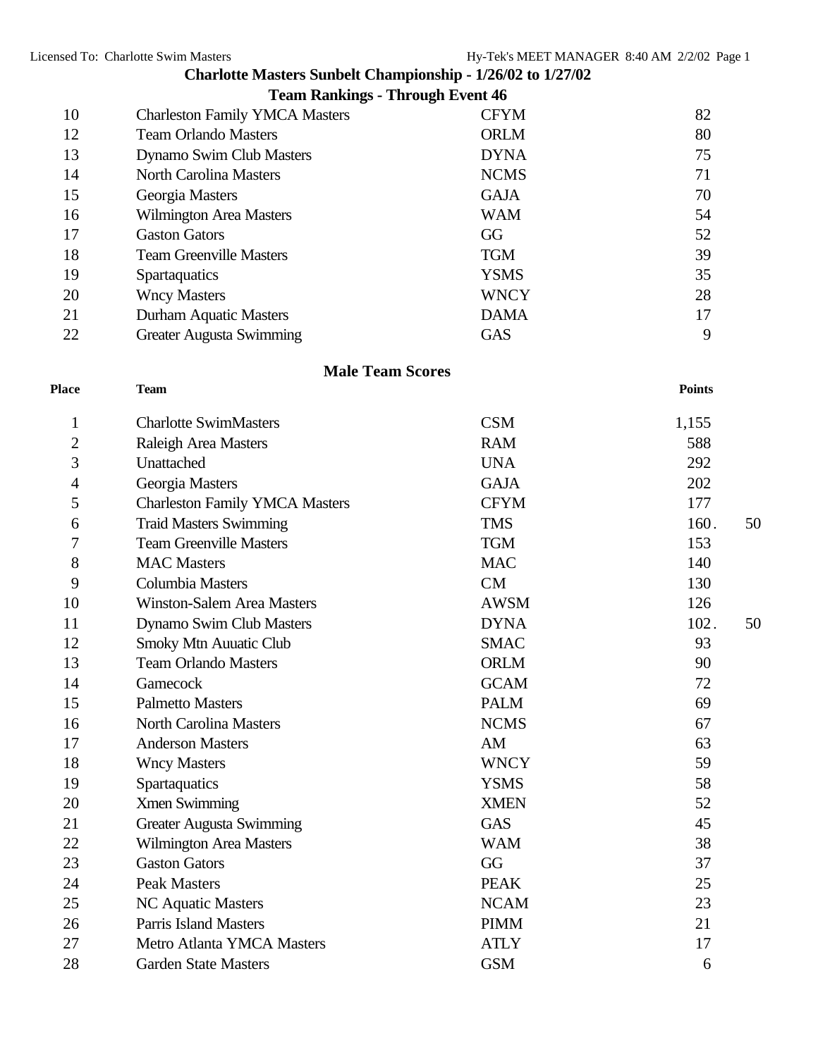## Charlotte Masters Sunbelt Championship - 1/26/02 to 1/27/02

### Team Rankings - Through Event 46

| | | | |
|---|---|---|---|
| 10 | Charleston Family YMCA Masters | CFYM | 82 |
| 12 | Team Orlando Masters | ORLM | 80 |
| 13 | Dynamo Swim Club Masters | DYNA | 75 |
| 14 | North Carolina Masters | NCMS | 71 |
| 15 | Georgia Masters | GAJA | 70 |
| 16 | Wilmington Area Masters | WAM | 54 |
| 17 | Gaston Gators | GG | 52 |
| 18 | Team Greenville Masters | TGM | 39 |
| 19 | Spartaquatics | YSMS | 35 |
| 20 | Wncy Masters | WNCY | 28 |
| 21 | Durham Aquatic Masters | DAMA | 17 |
| 22 | Greater Augusta Swimming | GAS | 9 |

### Male Team Scores

| Place | Team | | Points |
|---|---|---|---|
| 1 | Charlotte SwimMasters | CSM | 1,155 |
| 2 | Raleigh Area Masters | RAM | 588 |
| 3 | Unattached | UNA | 292 |
| 4 | Georgia Masters | GAJA | 202 |
| 5 | Charleston Family YMCA Masters | CFYM | 177 |
| 6 | Traid Masters Swimming | TMS | 160.50 |
| 7 | Team Greenville Masters | TGM | 153 |
| 8 | MAC Masters | MAC | 140 |
| 9 | Columbia Masters | CM | 130 |
| 10 | Winston-Salem Area Masters | AWSM | 126 |
| 11 | Dynamo Swim Club Masters | DYNA | 102.50 |
| 12 | Smoky Mtn Auuatic Club | SMAC | 93 |
| 13 | Team Orlando Masters | ORLM | 90 |
| 14 | Gamecock | GCAM | 72 |
| 15 | Palmetto Masters | PALM | 69 |
| 16 | North Carolina Masters | NCMS | 67 |
| 17 | Anderson Masters | AM | 63 |
| 18 | Wncy Masters | WNCY | 59 |
| 19 | Spartaquatics | YSMS | 58 |
| 20 | Xmen Swimming | XMEN | 52 |
| 21 | Greater Augusta Swimming | GAS | 45 |
| 22 | Wilmington Area Masters | WAM | 38 |
| 23 | Gaston Gators | GG | 37 |
| 24 | Peak Masters | PEAK | 25 |
| 25 | NC Aquatic Masters | NCAM | 23 |
| 26 | Parris Island Masters | PIMM | 21 |
| 27 | Metro Atlanta YMCA Masters | ATLY | 17 |
| 28 | Garden State Masters | GSM | 6 |